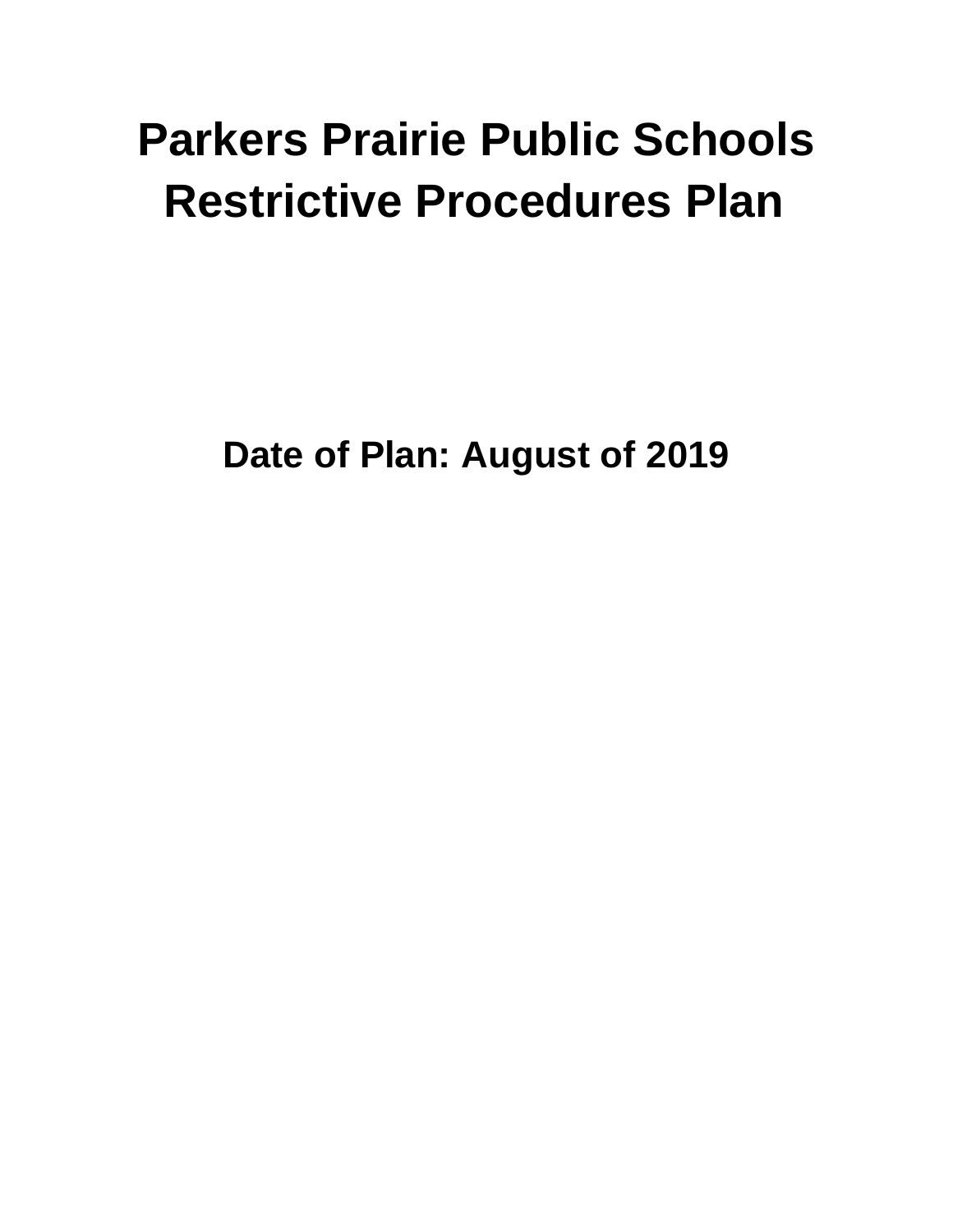# Parkers Prairie Public Schools Restrictive Procedures Plan

**Date of Plan: August of 2019**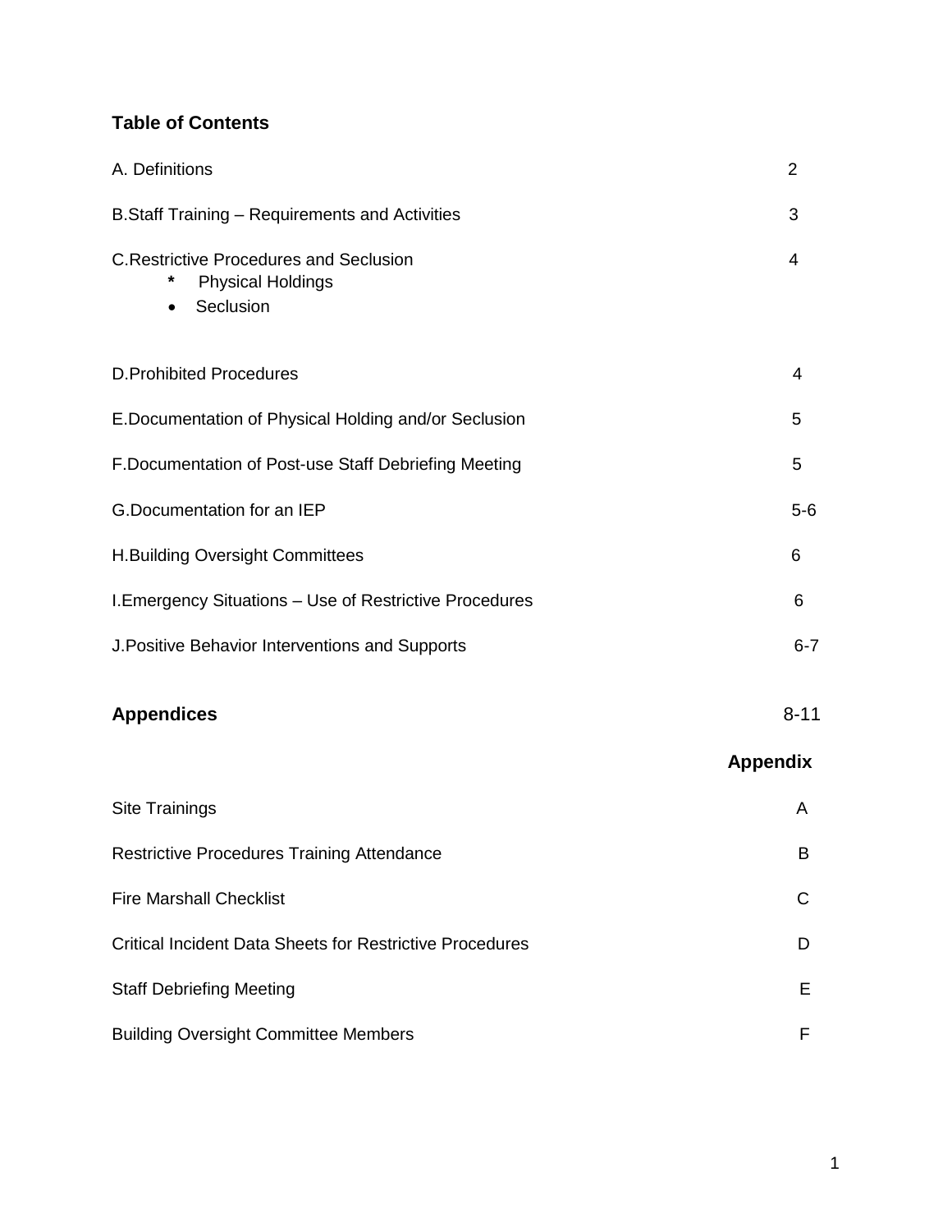## Table of Contents

| | |
|---|---|
| A. Definitions | 2 |
| B.Staff Training – Requirements and Activities | 3 |
| C.Restrictive Procedures and Seclusion<br>* Physical Holdings<br>• Seclusion | 4 |
| D.Prohibited Procedures | 4 |
| E.Documentation of Physical Holding and/or Seclusion | 5 |
| F.Documentation of Post-use Staff Debriefing Meeting | 5 |
| G.Documentation for an IEP | 5-6 |
| H.Building Oversight Committees | 6 |
| I.Emergency Situations – Use of Restrictive Procedures | 6 |
| J.Positive Behavior Interventions and Supports | 6-7 |
| **Appendices** | 8-11 |

| | **Appendix** |
|---|---|
| Site Trainings | A |
| Restrictive Procedures Training Attendance | B |
| Fire Marshall Checklist | C |
| Critical Incident Data Sheets for Restrictive Procedures | D |
| Staff Debriefing Meeting | E |
| Building Oversight Committee Members | F |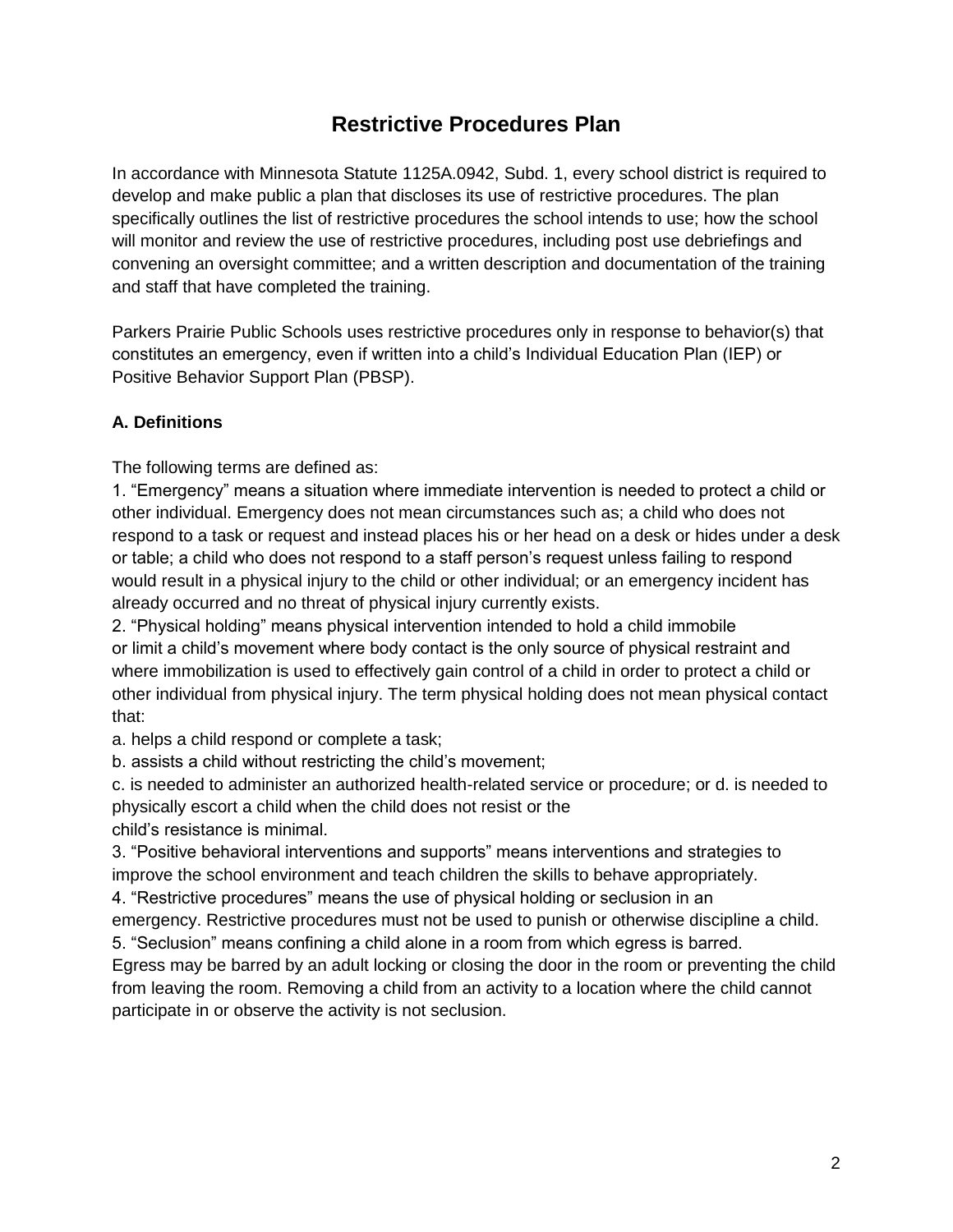# Restrictive Procedures Plan

In accordance with Minnesota Statute 1125A.0942, Subd. 1, every school district is required to develop and make public a plan that discloses its use of restrictive procedures. The plan specifically outlines the list of restrictive procedures the school intends to use; how the school will monitor and review the use of restrictive procedures, including post use debriefings and convening an oversight committee; and a written description and documentation of the training and staff that have completed the training.

Parkers Prairie Public Schools uses restrictive procedures only in response to behavior(s) that constitutes an emergency, even if written into a child's Individual Education Plan (IEP) or Positive Behavior Support Plan (PBSP).

### A. Definitions

The following terms are defined as:

1. "Emergency" means a situation where immediate intervention is needed to protect a child or other individual. Emergency does not mean circumstances such as; a child who does not respond to a task or request and instead places his or her head on a desk or hides under a desk or table; a child who does not respond to a staff person's request unless failing to respond would result in a physical injury to the child or other individual; or an emergency incident has already occurred and no threat of physical injury currently exists.
2. "Physical holding" means physical intervention intended to hold a child immobile or limit a child's movement where body contact is the only source of physical restraint and where immobilization is used to effectively gain control of a child in order to protect a child or other individual from physical injury. The term physical holding does not mean physical contact that:
   a. helps a child respond or complete a task;
   b. assists a child without restricting the child's movement;
   c. is needed to administer an authorized health-related service or procedure; or d. is needed to physically escort a child when the child does not resist or the child's resistance is minimal.
3. "Positive behavioral interventions and supports" means interventions and strategies to improve the school environment and teach children the skills to behave appropriately.
4. "Restrictive procedures" means the use of physical holding or seclusion in an emergency. Restrictive procedures must not be used to punish or otherwise discipline a child.
5. "Seclusion" means confining a child alone in a room from which egress is barred. Egress may be barred by an adult locking or closing the door in the room or preventing the child from leaving the room. Removing a child from an activity to a location where the child cannot participate in or observe the activity is not seclusion.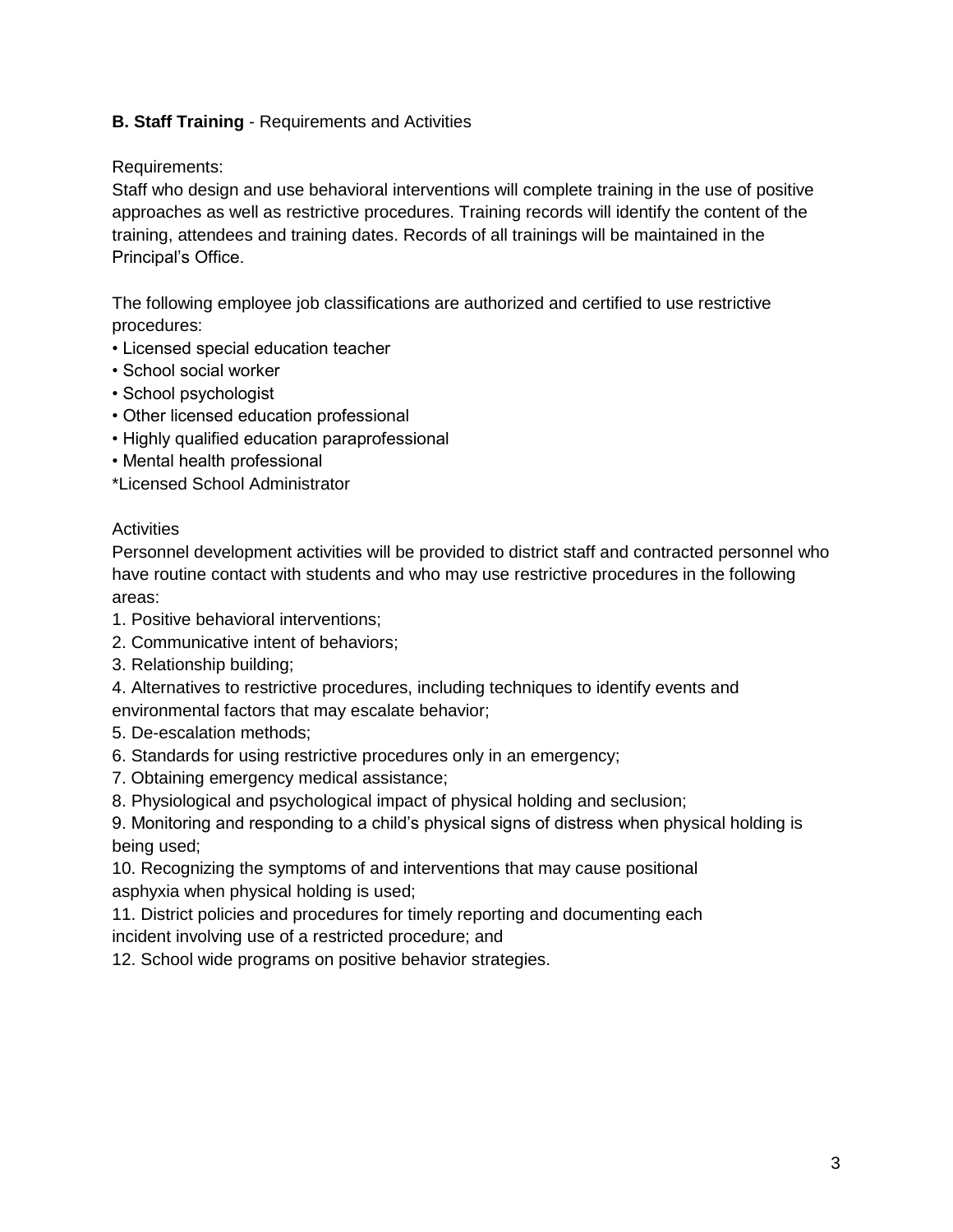**B. Staff Training** - Requirements and Activities

Requirements:

Staff who design and use behavioral interventions will complete training in the use of positive approaches as well as restrictive procedures. Training records will identify the content of the training, attendees and training dates. Records of all trainings will be maintained in the Principal's Office.

The following employee job classifications are authorized and certified to use restrictive procedures:

- Licensed special education teacher
- School social worker
- School psychologist
- Other licensed education professional
- Highly qualified education paraprofessional
- Mental health professional

*Licensed School Administrator

Activities

Personnel development activities will be provided to district staff and contracted personnel who have routine contact with students and who may use restrictive procedures in the following areas:

1. Positive behavioral interventions;
2. Communicative intent of behaviors;
3. Relationship building;
4. Alternatives to restrictive procedures, including techniques to identify events and environmental factors that may escalate behavior;
5. De-escalation methods;
6. Standards for using restrictive procedures only in an emergency;
7. Obtaining emergency medical assistance;
8. Physiological and psychological impact of physical holding and seclusion;
9. Monitoring and responding to a child's physical signs of distress when physical holding is being used;
10. Recognizing the symptoms of and interventions that may cause positional asphyxia when physical holding is used;
11. District policies and procedures for timely reporting and documenting each incident involving use of a restricted procedure; and
12. School wide programs on positive behavior strategies.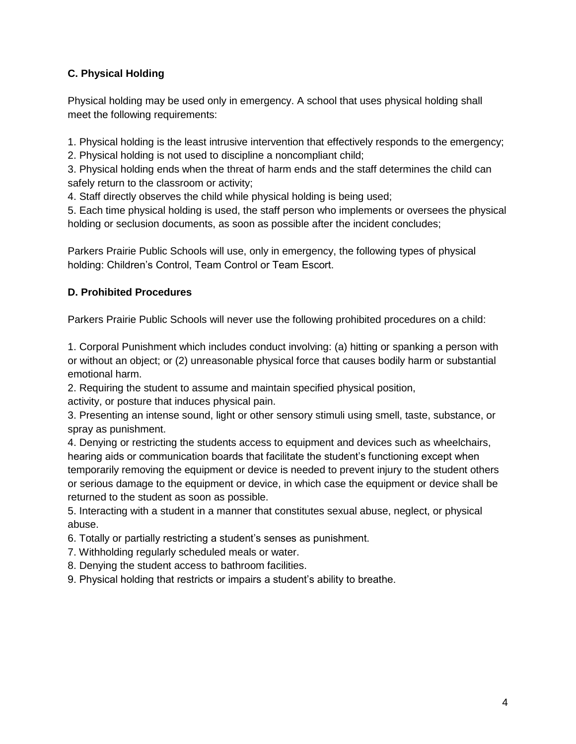### C. Physical Holding

Physical holding may be used only in emergency. A school that uses physical holding shall meet the following requirements:

1. Physical holding is the least intrusive intervention that effectively responds to the emergency;
2. Physical holding is not used to discipline a noncompliant child;
3. Physical holding ends when the threat of harm ends and the staff determines the child can safely return to the classroom or activity;
4. Staff directly observes the child while physical holding is being used;
5. Each time physical holding is used, the staff person who implements or oversees the physical holding or seclusion documents, as soon as possible after the incident concludes;

Parkers Prairie Public Schools will use, only in emergency, the following types of physical holding: Children's Control, Team Control or Team Escort.

### D. Prohibited Procedures

Parkers Prairie Public Schools will never use the following prohibited procedures on a child:

1. Corporal Punishment which includes conduct involving: (a) hitting or spanking a person with or without an object; or (2) unreasonable physical force that causes bodily harm or substantial emotional harm.
2. Requiring the student to assume and maintain specified physical position, activity, or posture that induces physical pain.
3. Presenting an intense sound, light or other sensory stimuli using smell, taste, substance, or spray as punishment.
4. Denying or restricting the students access to equipment and devices such as wheelchairs, hearing aids or communication boards that facilitate the student's functioning except when temporarily removing the equipment or device is needed to prevent injury to the student others or serious damage to the equipment or device, in which case the equipment or device shall be returned to the student as soon as possible.
5. Interacting with a student in a manner that constitutes sexual abuse, neglect, or physical abuse.
6. Totally or partially restricting a student's senses as punishment.
7. Withholding regularly scheduled meals or water.
8. Denying the student access to bathroom facilities.
9. Physical holding that restricts or impairs a student's ability to breathe.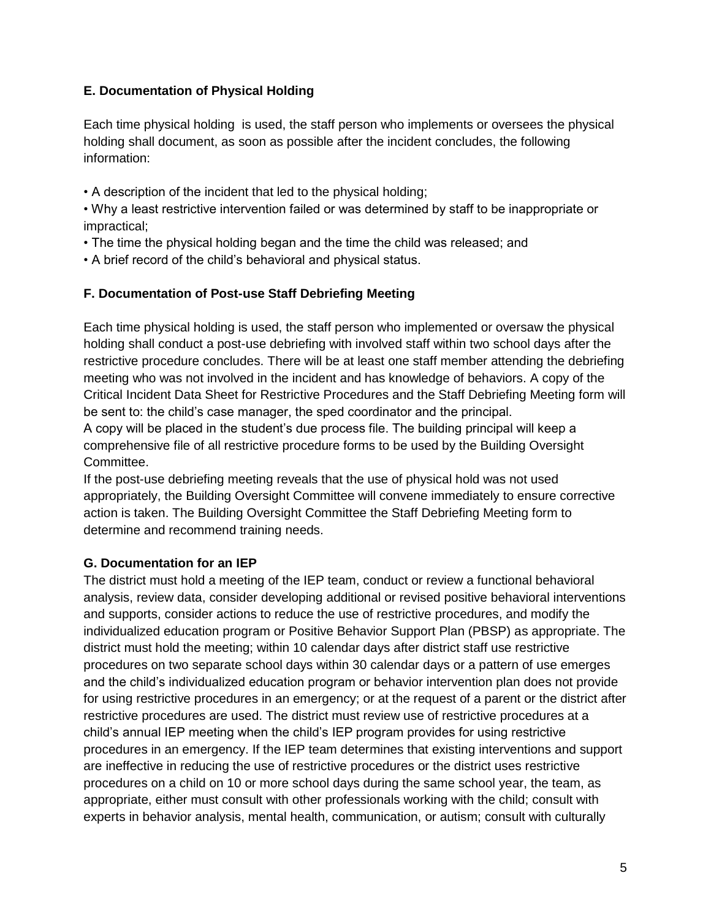### E. Documentation of Physical Holding

Each time physical holding  is used, the staff person who implements or oversees the physical holding shall document, as soon as possible after the incident concludes, the following information:

- A description of the incident that led to the physical holding;
- Why a least restrictive intervention failed or was determined by staff to be inappropriate or impractical;
- The time the physical holding began and the time the child was released; and
- A brief record of the child's behavioral and physical status.

### F. Documentation of Post-use Staff Debriefing Meeting

Each time physical holding is used, the staff person who implemented or oversaw the physical holding shall conduct a post-use debriefing with involved staff within two school days after the restrictive procedure concludes. There will be at least one staff member attending the debriefing meeting who was not involved in the incident and has knowledge of behaviors. A copy of the Critical Incident Data Sheet for Restrictive Procedures and the Staff Debriefing Meeting form will be sent to: the child's case manager, the sped coordinator and the principal.
A copy will be placed in the student's due process file. The building principal will keep a comprehensive file of all restrictive procedure forms to be used by the Building Oversight Committee.
If the post-use debriefing meeting reveals that the use of physical hold was not used appropriately, the Building Oversight Committee will convene immediately to ensure corrective action is taken. The Building Oversight Committee the Staff Debriefing Meeting form to determine and recommend training needs.

### G. Documentation for an IEP

The district must hold a meeting of the IEP team, conduct or review a functional behavioral analysis, review data, consider developing additional or revised positive behavioral interventions and supports, consider actions to reduce the use of restrictive procedures, and modify the individualized education program or Positive Behavior Support Plan (PBSP) as appropriate. The district must hold the meeting; within 10 calendar days after district staff use restrictive procedures on two separate school days within 30 calendar days or a pattern of use emerges and the child's individualized education program or behavior intervention plan does not provide for using restrictive procedures in an emergency; or at the request of a parent or the district after restrictive procedures are used. The district must review use of restrictive procedures at a child's annual IEP meeting when the child's IEP program provides for using restrictive procedures in an emergency. If the IEP team determines that existing interventions and support are ineffective in reducing the use of restrictive procedures or the district uses restrictive procedures on a child on 10 or more school days during the same school year, the team, as appropriate, either must consult with other professionals working with the child; consult with experts in behavior analysis, mental health, communication, or autism; consult with culturally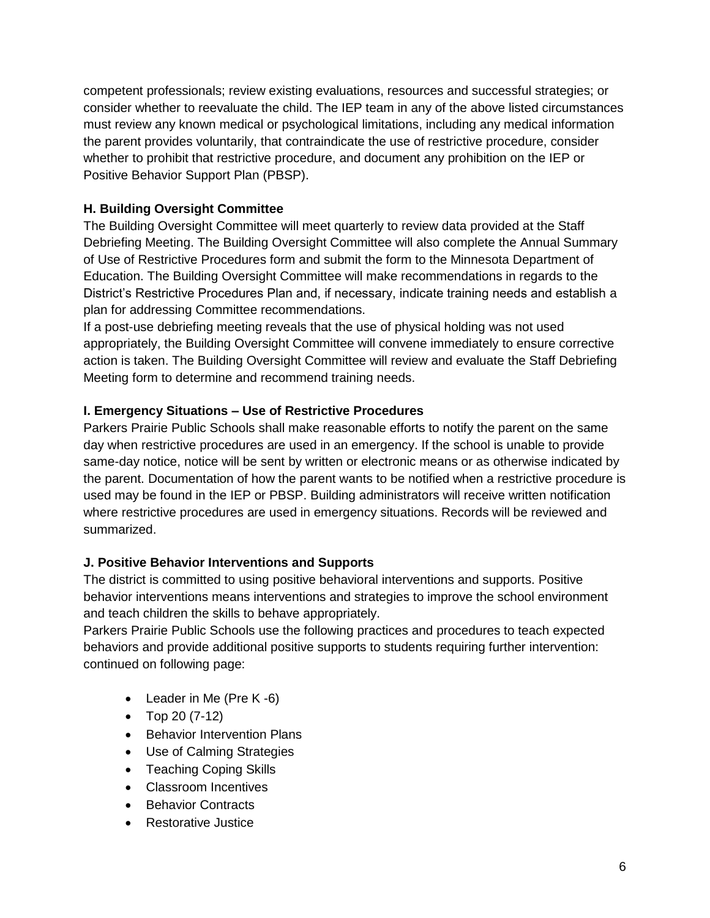competent professionals; review existing evaluations, resources and successful strategies; or consider whether to reevaluate the child. The IEP team in any of the above listed circumstances must review any known medical or psychological limitations, including any medical information the parent provides voluntarily, that contraindicate the use of restrictive procedure, consider whether to prohibit that restrictive procedure, and document any prohibition on the IEP or Positive Behavior Support Plan (PBSP).

**H. Building Oversight Committee**

The Building Oversight Committee will meet quarterly to review data provided at the Staff Debriefing Meeting. The Building Oversight Committee will also complete the Annual Summary of Use of Restrictive Procedures form and submit the form to the Minnesota Department of Education. The Building Oversight Committee will make recommendations in regards to the District's Restrictive Procedures Plan and, if necessary, indicate training needs and establish a plan for addressing Committee recommendations.

If a post-use debriefing meeting reveals that the use of physical holding was not used appropriately, the Building Oversight Committee will convene immediately to ensure corrective action is taken. The Building Oversight Committee will review and evaluate the Staff Debriefing Meeting form to determine and recommend training needs.

**I. Emergency Situations – Use of Restrictive Procedures**

Parkers Prairie Public Schools shall make reasonable efforts to notify the parent on the same day when restrictive procedures are used in an emergency. If the school is unable to provide same-day notice, notice will be sent by written or electronic means or as otherwise indicated by the parent. Documentation of how the parent wants to be notified when a restrictive procedure is used may be found in the IEP or PBSP. Building administrators will receive written notification where restrictive procedures are used in emergency situations. Records will be reviewed and summarized.

**J. Positive Behavior Interventions and Supports**

The district is committed to using positive behavioral interventions and supports. Positive behavior interventions means interventions and strategies to improve the school environment and teach children the skills to behave appropriately.

Parkers Prairie Public Schools use the following practices and procedures to teach expected behaviors and provide additional positive supports to students requiring further intervention: continued on following page:

- Leader in Me (Pre K -6)
- Top 20 (7-12)
- Behavior Intervention Plans
- Use of Calming Strategies
- Teaching Coping Skills
- Classroom Incentives
- Behavior Contracts
- Restorative Justice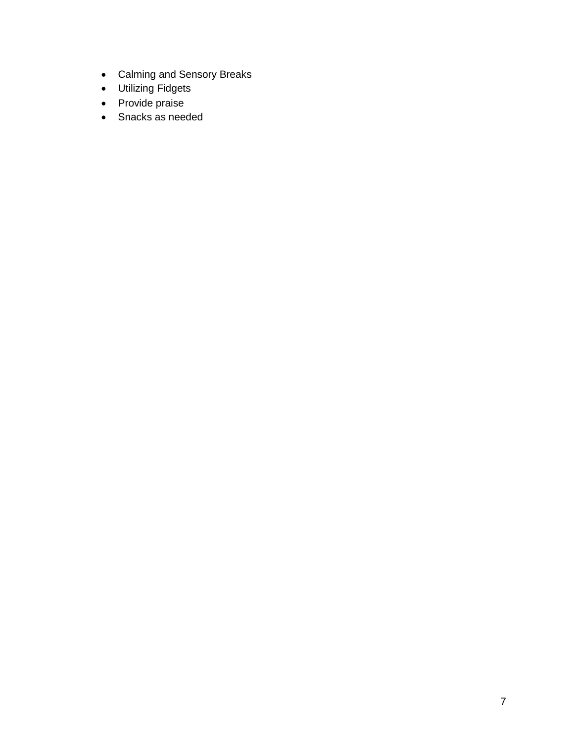- Calming and Sensory Breaks
- Utilizing Fidgets
- Provide praise
- Snacks as needed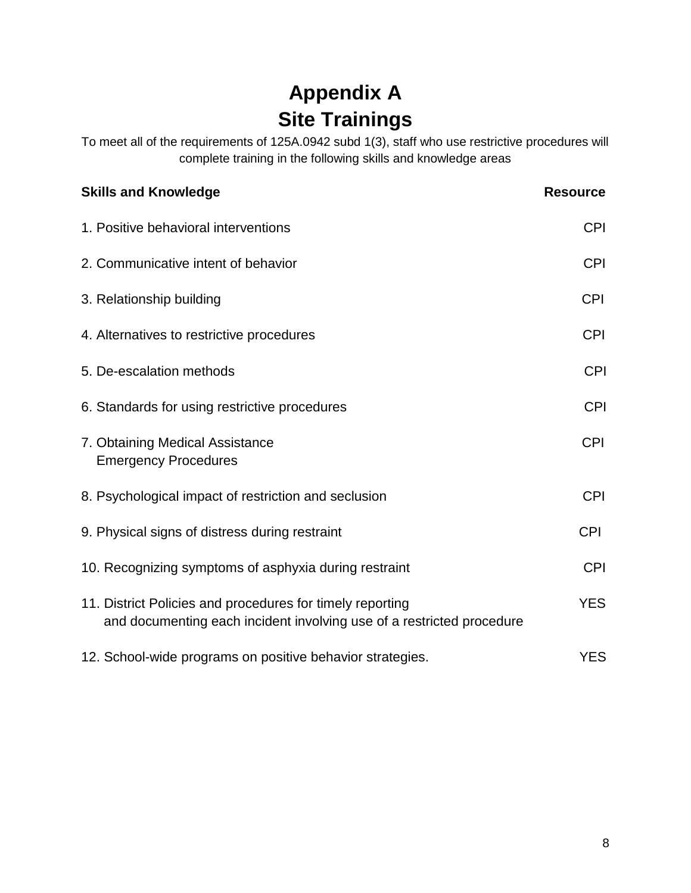# Appendix A
# Site Trainings

To meet all of the requirements of 125A.0942 subd 1(3), staff who use restrictive procedures will complete training in the following skills and knowledge areas

| Skills and Knowledge | Resource |
|---|---|
| 1. Positive behavioral interventions | CPI |
| 2. Communicative intent of behavior | CPI |
| 3. Relationship building | CPI |
| 4. Alternatives to restrictive procedures | CPI |
| 5. De-escalation methods | CPI |
| 6. Standards for using restrictive procedures | CPI |
| 7. Obtaining Medical Assistance<br>Emergency Procedures | CPI |
| 8. Psychological impact of restriction and seclusion | CPI |
| 9. Physical signs of distress during restraint | CPI |
| 10. Recognizing symptoms of asphyxia during restraint | CPI |
| 11. District Policies and procedures for timely reporting and documenting each incident involving use of a restricted procedure | YES |
| 12. School-wide programs on positive behavior strategies. | YES |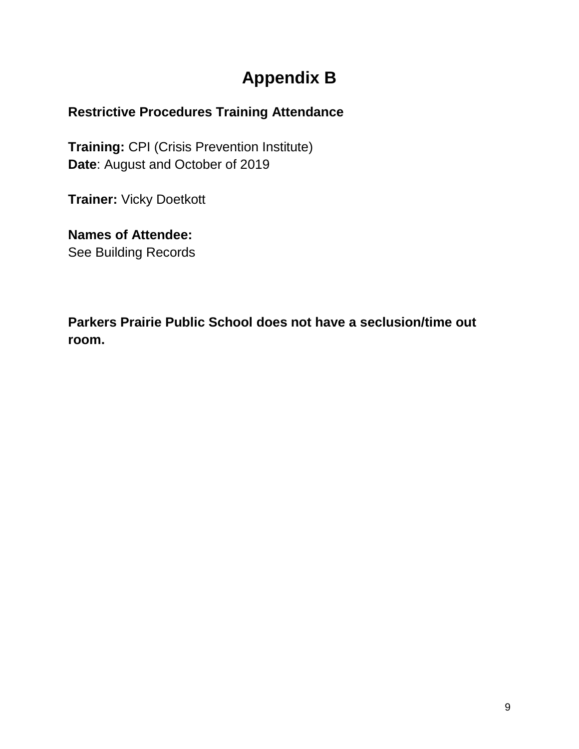# Appendix B

**Restrictive Procedures Training Attendance**

**Training:** CPI (Crisis Prevention Institute)
**Date**: August and October of 2019

**Trainer:** Vicky Doetkott

**Names of Attendee:**
See Building Records

**Parkers Prairie Public School does not have a seclusion/time out room.**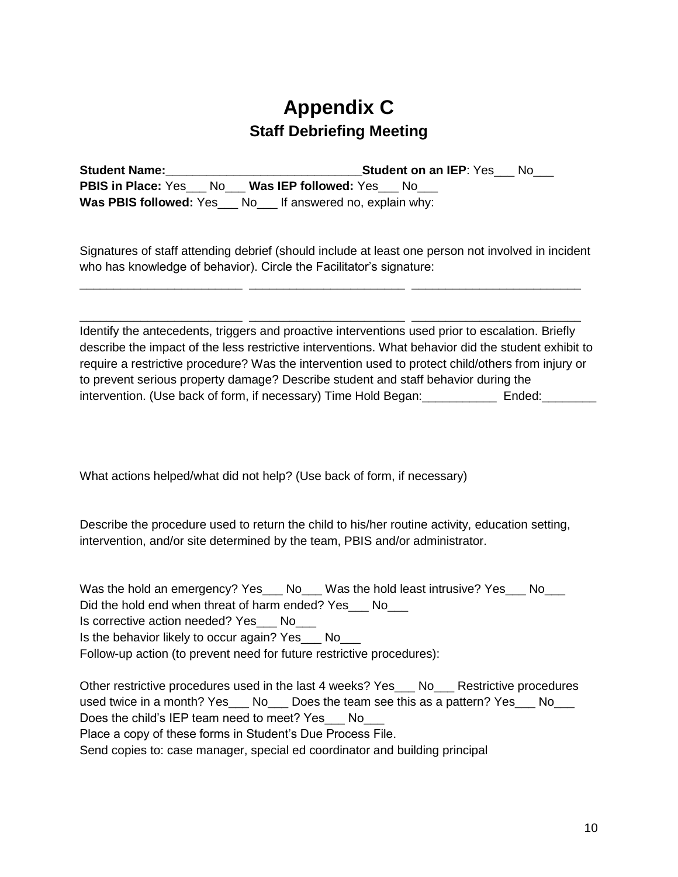# Appendix C

## Staff Debriefing Meeting

**Student Name:**_____________________________**Student on an IEP**: Yes___ No___
**PBIS in Place:** Yes___ No___ **Was IEP followed:** Yes___ No___
**Was PBIS followed:** Yes___ No___ If answered no, explain why:

Signatures of staff attending debrief (should include at least one person not involved in incident who has knowledge of behavior). Circle the Facilitator's signature:

________________________ ______________________ ________________________

________________________ ______________________ ________________________

Identify the antecedents, triggers and proactive interventions used prior to escalation. Briefly describe the impact of the less restrictive interventions. What behavior did the student exhibit to require a restrictive procedure? Was the intervention used to protect child/others from injury or to prevent serious property damage? Describe student and staff behavior during the intervention. (Use back of form, if necessary) Time Hold Began:___________ Ended:________

What actions helped/what did not help? (Use back of form, if necessary)

Describe the procedure used to return the child to his/her routine activity, education setting, intervention, and/or site determined by the team, PBIS and/or administrator.

Was the hold an emergency? Yes___ No___ Was the hold least intrusive? Yes___ No___
Did the hold end when threat of harm ended? Yes___ No___
Is corrective action needed? Yes___ No___
Is the behavior likely to occur again? Yes___ No___
Follow-up action (to prevent need for future restrictive procedures):

Other restrictive procedures used in the last 4 weeks? Yes___ No___ Restrictive procedures used twice in a month? Yes___ No___ Does the team see this as a pattern? Yes___ No___
Does the child's IEP team need to meet? Yes___ No___
Place a copy of these forms in Student's Due Process File.
Send copies to: case manager, special ed coordinator and building principal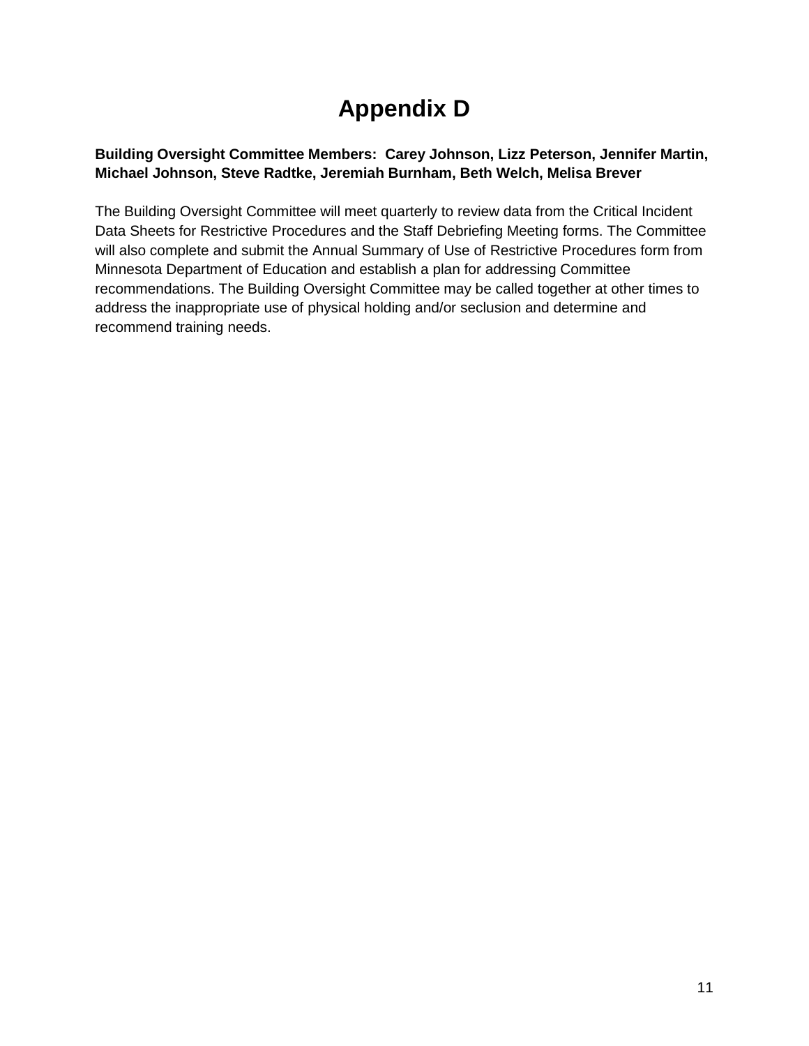# Appendix D

**Building Oversight Committee Members: Carey Johnson, Lizz Peterson, Jennifer Martin, Michael Johnson, Steve Radtke, Jeremiah Burnham, Beth Welch, Melisa Brever**

The Building Oversight Committee will meet quarterly to review data from the Critical Incident Data Sheets for Restrictive Procedures and the Staff Debriefing Meeting forms. The Committee will also complete and submit the Annual Summary of Use of Restrictive Procedures form from Minnesota Department of Education and establish a plan for addressing Committee recommendations. The Building Oversight Committee may be called together at other times to address the inappropriate use of physical holding and/or seclusion and determine and recommend training needs.